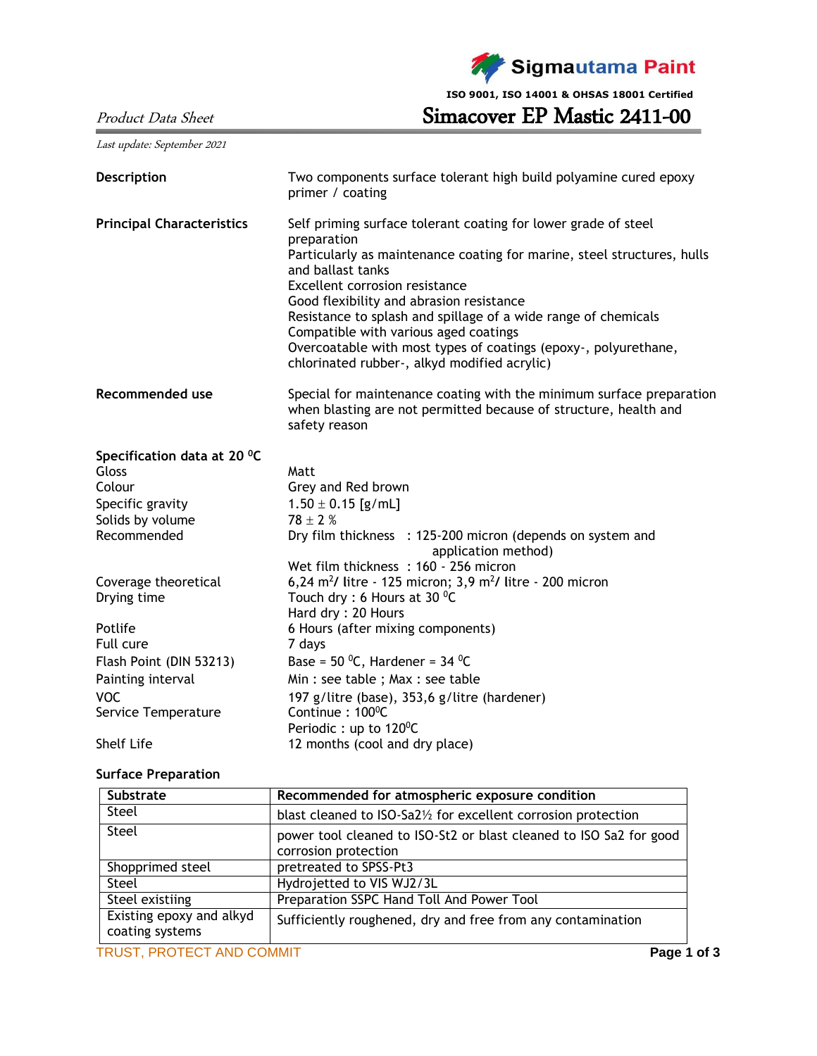Sigmautama Paint

ISO 9001, ISO 14001 & OHSAS 18001 Certified

*Product Data Sheet*

# Simacover EP Mastic 2411-00

*Last update: September 2021*

**Description**

Two components surface tolerant high build polyamine cured epoxy primer / coating

**Principal Characteristics**

Self priming surface tolerant coating for lower grade of steel preparation
Particularly as maintenance coating for marine, steel structures, hulls and ballast tanks
Excellent corrosion resistance
Good flexibility and abrasion resistance
Resistance to splash and spillage of a wide range of chemicals
Compatible with various aged coatings
Overcoatable with most types of coatings (epoxy-, polyurethane, chlorinated rubber-, alkyd modified acrylic)

**Recommended use**

Special for maintenance coating with the minimum surface preparation when blasting are not permitted because of structure, health and safety reason

**Specification data at 20 $^0$C**

| | |
|---|---|
| Gloss | Matt |
| Colour | Grey and Red brown |
| Specific gravity | 1.50 ± 0.15 [g/mL] |
| Solids by volume | 78 ± 2 % |
| Recommended | Dry film thickness : 125-200 micron (depends on system and application method)<br>Wet film thickness : 160 - 256 micron |
| Coverage theoretical | 6,24 $m^2$/ litre - 125 micron; 3,9 $m^2$/ litre - 200 micron |
| Drying time | Touch dry : 6 Hours at 30 $^0$C<br>Hard dry : 20 Hours |
| Potlife | 6 Hours (after mixing components) |
| Full cure | 7 days |
| Flash Point (DIN 53213) | Base = 50 $^0$C, Hardener = 34 $^0$C |
| Painting interval | Min : see table ; Max : see table |
| VOC | 197 g/litre (base), 353,6 g/litre (hardener) |
| Service Temperature | Continue : 100$^0$C<br>Periodic : up to 120$^0$C |
| Shelf Life | 12 months (cool and dry place) |

**Surface Preparation**

| Substrate | Recommended for atmospheric exposure condition |
|---|---|
| Steel | blast cleaned to ISO-Sa2½ for excellent corrosion protection |
| Steel | power tool cleaned to ISO-St2 or blast cleaned to ISO Sa2 for good corrosion protection |
| Shopprimed steel | pretreated to SPSS-Pt3 |
| Steel | Hydrojetted to VIS WJ2/3L |
| Steel existiing | Preparation SSPC Hand Toll And Power Tool |
| Existing epoxy and alkyd coating systems | Sufficiently roughened, dry and free from any contamination |

TRUST, PROTECT AND COMMIT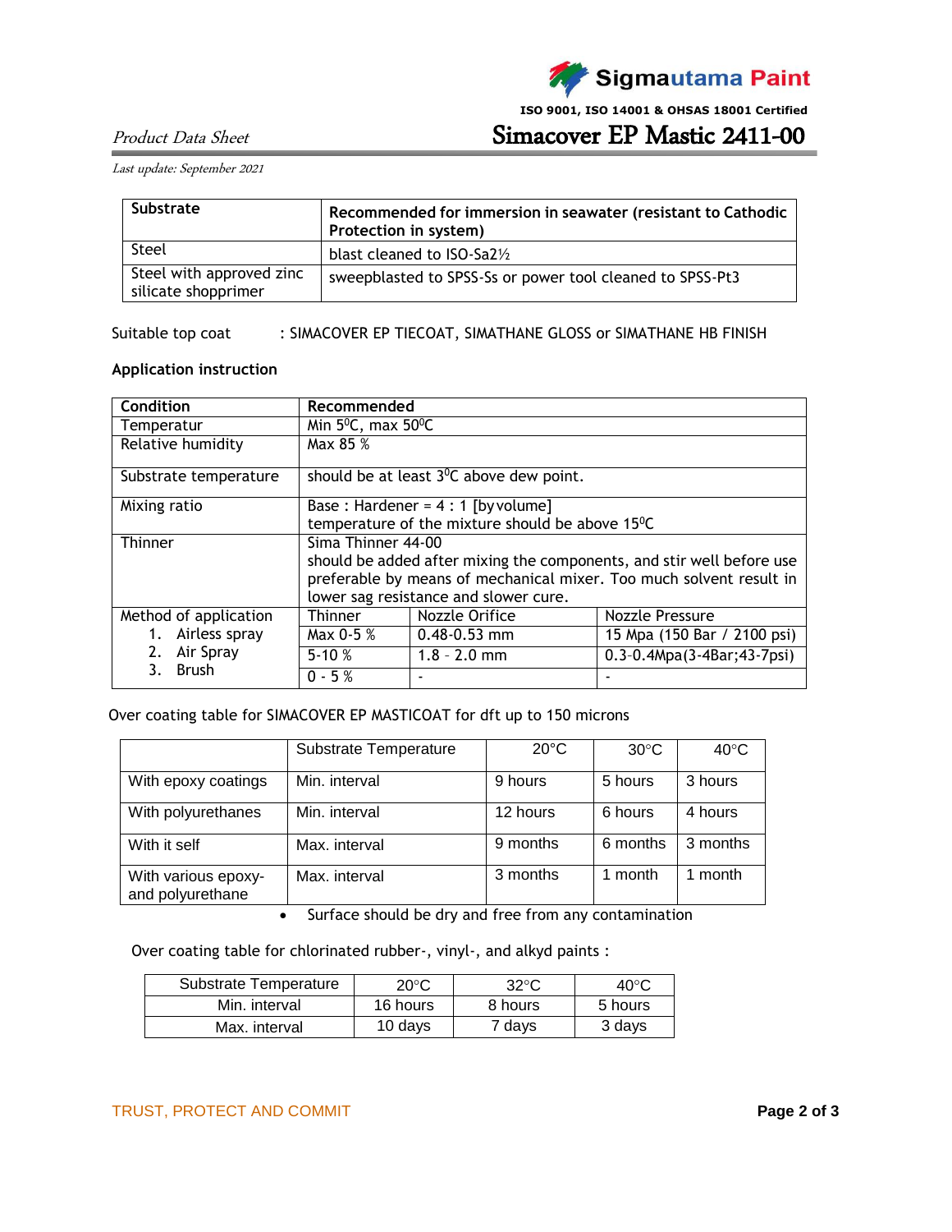Sigmautama Paint

ISO 9001, ISO 14001 & OHSAS 18001 Certified

*Product Data Sheet*

# Simacover EP Mastic 2411-00

*Last update: September 2021*

| **Substrate** | **Recommended for immersion in seawater (resistant to Cathodic Protection in system)** |
|---|---|
| Steel | blast cleaned to ISO-Sa2½ |
| Steel with approved zinc silicate shopprimer | sweepblasted to SPSS-Ss or power tool cleaned to SPSS-Pt3 |

Suitable top coat : SIMACOVER EP TIECOAT, SIMATHANE GLOSS or SIMATHANE HB FINISH

**Application instruction**

| **Condition** | **Recommended** | | |
|---|---|---|---|
| Temperatur | Min 5⁰C, max 50⁰C | | |
| Relative humidity | Max 85 % | | |
| Substrate temperature | should be at least 3⁰C above dew point. | | |
| Mixing ratio | Base : Hardener = 4 : 1 [by volume]<br>temperature of the mixture should be above 15⁰C | | |
| Thinner | Sima Thinner 44-00<br>should be added after mixing the components, and stir well before use preferable by means of mechanical mixer. Too much solvent result in lower sag resistance and slower cure. | | |
| Method of application | Thinner | Nozzle Orifice | Nozzle Pressure |
| 1. Airless spray | Max 0-5 % | 0.48-0.53 mm | 15 Mpa (150 Bar / 2100 psi) |
| 2. Air Spray | 5-10 % | 1.8 - 2.0 mm | 0.3-0.4Mpa(3-4Bar;43-7psi) |
| 3. Brush | 0 - 5 % | - | - |

Over coating table for SIMACOVER EP MASTICOAT for dft up to 150 microns

| | Substrate Temperature | 20°C | 30°C | 40°C |
|---|---|---|---|---|
| With epoxy coatings | Min. interval | 9 hours | 5 hours | 3 hours |
| With polyurethanes | Min. interval | 12 hours | 6 hours | 4 hours |
| With it self | Max. interval | 9 months | 6 months | 3 months |
| With various epoxy- and polyurethane | Max. interval | 3 months | 1 month | 1 month |

- Surface should be dry and free from any contamination

Over coating table for chlorinated rubber-, vinyl-, and alkyd paints :

| Substrate Temperature | 20°C | 32°C | 40°C |
|---|---|---|---|
| Min. interval | 16 hours | 8 hours | 5 hours |
| Max. interval | 10 days | 7 days | 3 days |

TRUST, PROTECT AND COMMIT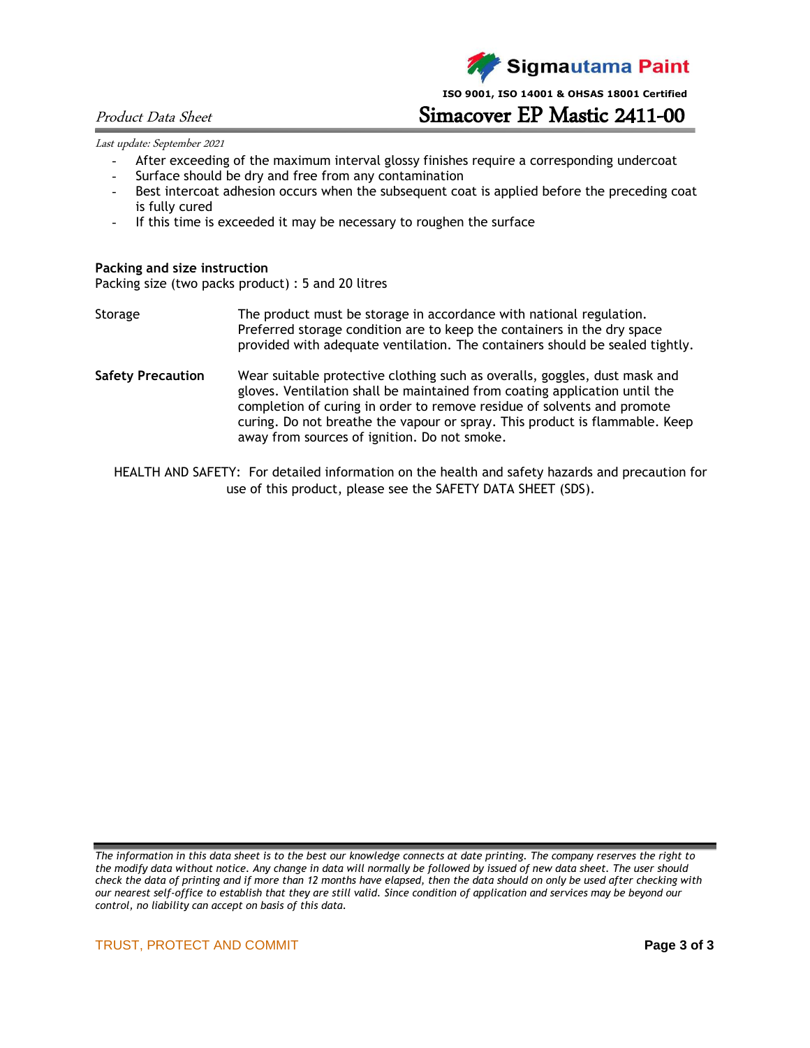- After exceeding of the maximum interval glossy finishes require a corresponding undercoat
- Surface should be dry and free from any contamination
- Best intercoat adhesion occurs when the subsequent coat is applied before the preceding coat is fully cured
- If this time is exceeded it may be necessary to roughen the surface

**Packing and size instruction**
Packing size (two packs product) : 5 and 20 litres

Storage — The product must be storage in accordance with national regulation. Preferred storage condition are to keep the containers in the dry space provided with adequate ventilation. The containers should be sealed tightly.

**Safety Precaution** — Wear suitable protective clothing such as overalls, goggles, dust mask and gloves. Ventilation shall be maintained from coating application until the completion of curing in order to remove residue of solvents and promote curing. Do not breathe the vapour or spray. This product is flammable. Keep away from sources of ignition. Do not smoke.

HEALTH AND SAFETY: For detailed information on the health and safety hazards and precaution for use of this product, please see the SAFETY DATA SHEET (SDS).

*The information in this data sheet is to the best our knowledge connects at date printing. The company reserves the right to the modify data without notice. Any change in data will normally be followed by issued of new data sheet. The user should check the data of printing and if more than 12 months have elapsed, then the data should on only be used after checking with our nearest self-office to establish that they are still valid. Since condition of application and services may be beyond our control, no liability can accept on basis of this data.*

TRUST, PROTECT AND COMMIT